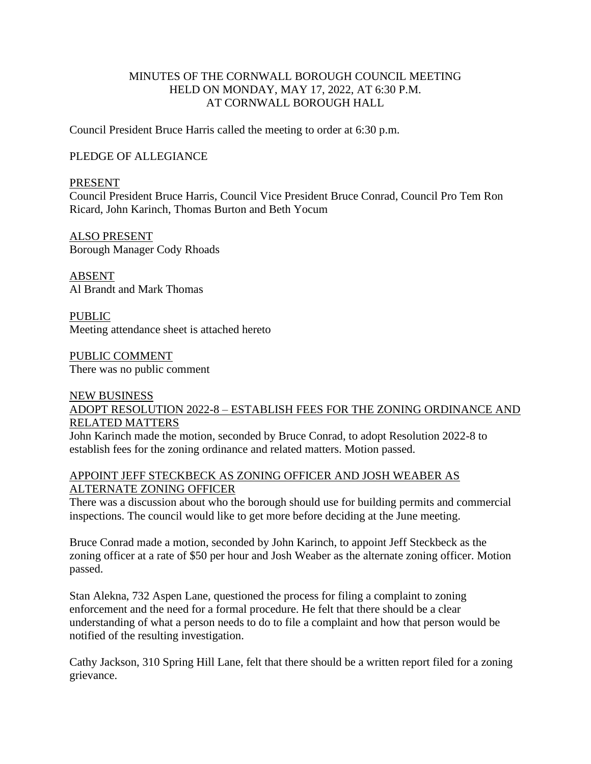# MINUTES OF THE CORNWALL BOROUGH COUNCIL MEETING HELD ON MONDAY, MAY 17, 2022, AT 6:30 P.M. AT CORNWALL BOROUGH HALL

Council President Bruce Harris called the meeting to order at 6:30 p.m.

PLEDGE OF ALLEGIANCE

PRESENT

Council President Bruce Harris, Council Vice President Bruce Conrad, Council Pro Tem Ron Ricard, John Karinch, Thomas Burton and Beth Yocum

ALSO PRESENT

Borough Manager Cody Rhoads

ABSENT

Al Brandt and Mark Thomas

PUBLIC

Meeting attendance sheet is attached hereto

PUBLIC COMMENT

There was no public comment

NEW BUSINESS

ADOPT RESOLUTION 2022-8 – ESTABLISH FEES FOR THE ZONING ORDINANCE AND RELATED MATTERS

John Karinch made the motion, seconded by Bruce Conrad, to adopt Resolution 2022-8 to establish fees for the zoning ordinance and related matters. Motion passed.

APPOINT JEFF STECKBECK AS ZONING OFFICER AND JOSH WEABER AS ALTERNATE ZONING OFFICER

There was a discussion about who the borough should use for building permits and commercial inspections. The council would like to get more before deciding at the June meeting.

Bruce Conrad made a motion, seconded by John Karinch, to appoint Jeff Steckbeck as the zoning officer at a rate of $50 per hour and Josh Weaber as the alternate zoning officer. Motion passed.

Stan Alekna, 732 Aspen Lane, questioned the process for filing a complaint to zoning enforcement and the need for a formal procedure. He felt that there should be a clear understanding of what a person needs to do to file a complaint and how that person would be notified of the resulting investigation.

Cathy Jackson, 310 Spring Hill Lane, felt that there should be a written report filed for a zoning grievance.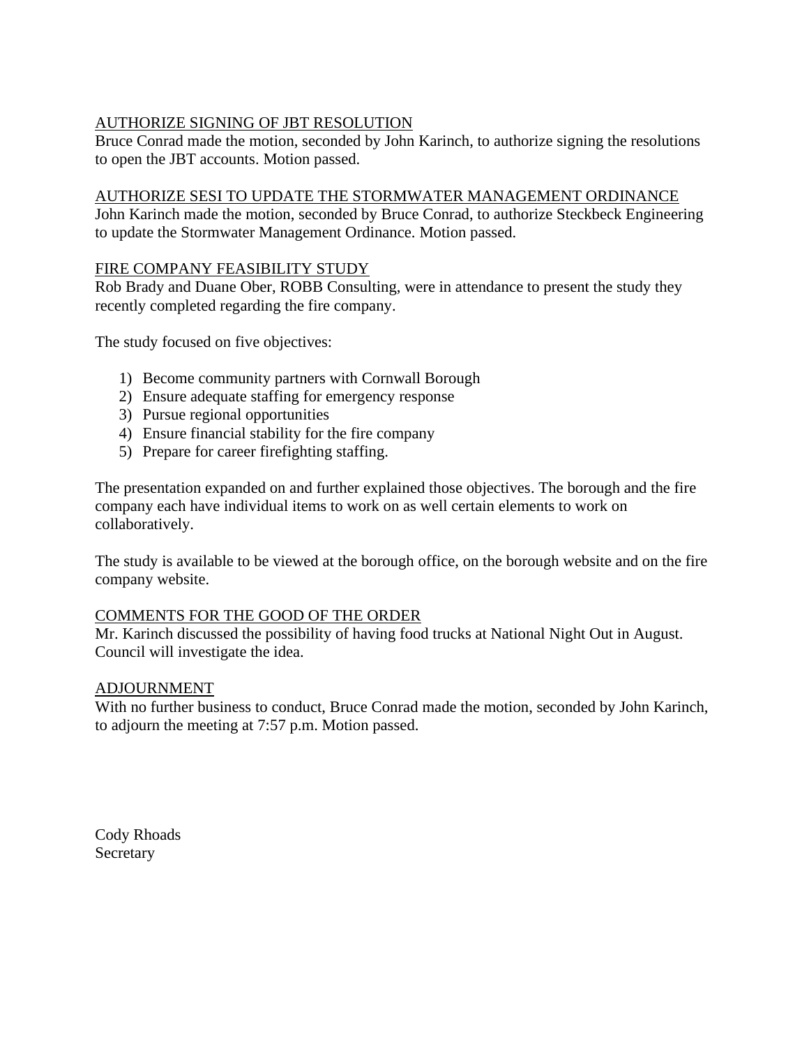<u>AUTHORIZE SIGNING OF JBT RESOLUTION</u>
Bruce Conrad made the motion, seconded by John Karinch, to authorize signing the resolutions to open the JBT accounts. Motion passed.

<u>AUTHORIZE SESI TO UPDATE THE STORMWATER MANAGEMENT ORDINANCE</u>
John Karinch made the motion, seconded by Bruce Conrad, to authorize Steckbeck Engineering to update the Stormwater Management Ordinance. Motion passed.

<u>FIRE COMPANY FEASIBILITY STUDY</u>
Rob Brady and Duane Ober, ROBB Consulting, were in attendance to present the study they recently completed regarding the fire company.

The study focused on five objectives:

1) Become community partners with Cornwall Borough
2) Ensure adequate staffing for emergency response
3) Pursue regional opportunities
4) Ensure financial stability for the fire company
5) Prepare for career firefighting staffing.

The presentation expanded on and further explained those objectives. The borough and the fire company each have individual items to work on as well certain elements to work on collaboratively.

The study is available to be viewed at the borough office, on the borough website and on the fire company website.

<u>COMMENTS FOR THE GOOD OF THE ORDER</u>
Mr. Karinch discussed the possibility of having food trucks at National Night Out in August. Council will investigate the idea.

<u>ADJOURNMENT</u>
With no further business to conduct, Bruce Conrad made the motion, seconded by John Karinch, to adjourn the meeting at 7:57 p.m. Motion passed.

Cody Rhoads
Secretary